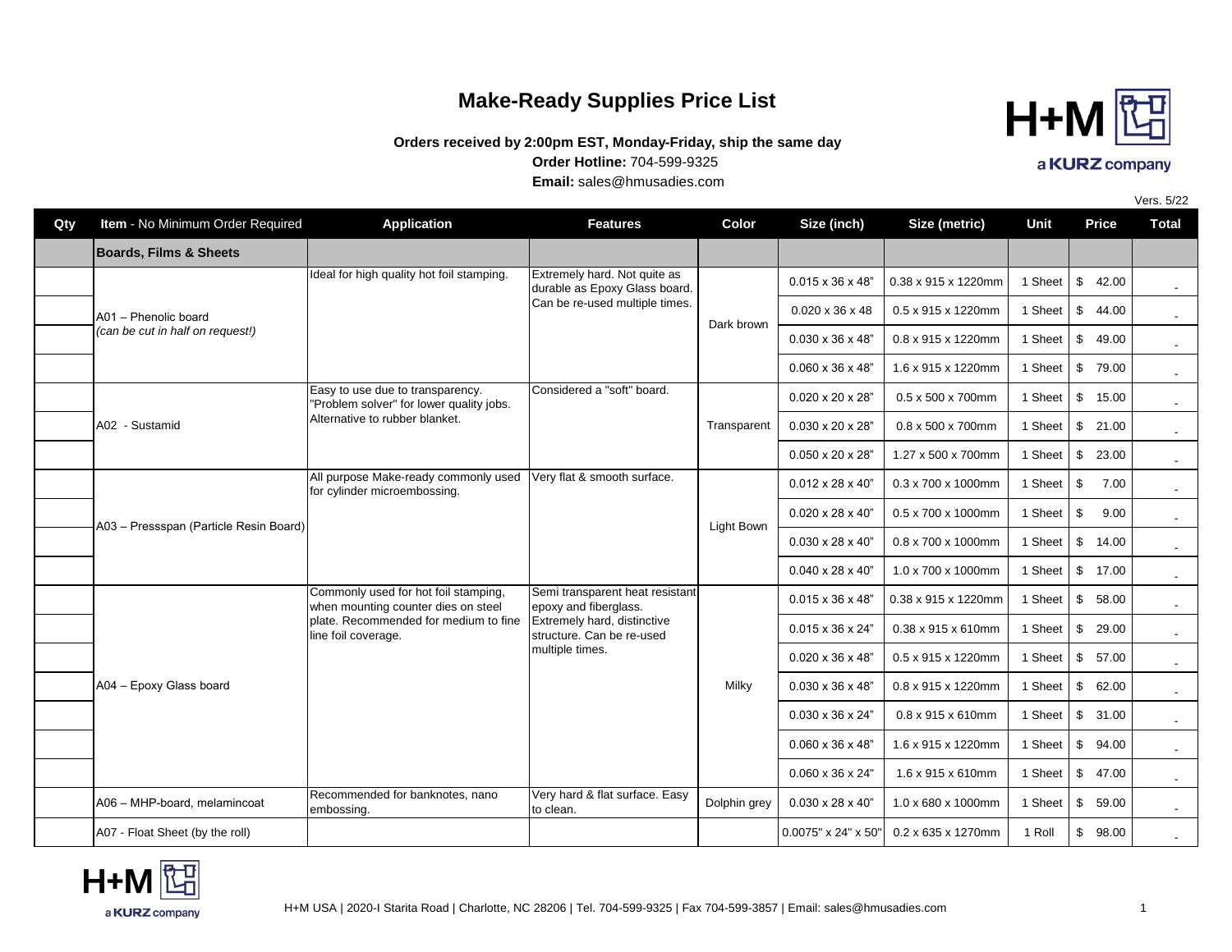# Make-Ready Supplies Price List

**Orders received by 2:00pm EST, Monday-Friday, ship the same day**

**Order Hotline:** 704-599-9325

**Email:** sales@hmusadies.com

Vers. 5/22

| Qty | **Item** - No Minimum Order Required | Application | Features | Color | Size (inch) | Size (metric) | Unit | Price | Total |
|---|---|---|---|---|---|---|---|---|---|
| | **Boards, Films & Sheets** | | | | | | | | |
| | A01 – Phenolic board *(can be cut in half on request!)* | Ideal for high quality hot foil stamping. | Extremely hard. Not quite as durable as Epoxy Glass board. Can be re-used multiple times. | Dark brown | 0.015 x 36 x 48" | 0.38 x 915 x 1220mm | 1 Sheet | $ 42.00 | - |
| | | | | | 0.020 x 36 x 48 | 0.5 x 915 x 1220mm | 1 Sheet | $ 44.00 | - |
| | | | | | 0.030 x 36 x 48" | 0.8 x 915 x 1220mm | 1 Sheet | $ 49.00 | - |
| | | | | | 0.060 x 36 x 48" | 1.6 x 915 x 1220mm | 1 Sheet | $ 79.00 | - |
| | A02 - Sustamid | Easy to use due to transparency. "Problem solver" for lower quality jobs. Alternative to rubber blanket. | Considered a "soft" board. | Transparent | 0.020 x 20 x 28" | 0.5 x 500 x 700mm | 1 Sheet | $ 15.00 | - |
| | | | | | 0.030 x 20 x 28" | 0.8 x 500 x 700mm | 1 Sheet | $ 21.00 | - |
| | | | | | 0.050 x 20 x 28" | 1.27 x 500 x 700mm | 1 Sheet | $ 23.00 | - |
| | A03 – Pressspan (Particle Resin Board) | All purpose Make-ready commonly used for cylinder microembossing. | Very flat & smooth surface. | Light Bown | 0.012 x 28 x 40" | 0.3 x 700 x 1000mm | 1 Sheet | $ 7.00 | - |
| | | | | | 0.020 x 28 x 40" | 0.5 x 700 x 1000mm | 1 Sheet | $ 9.00 | - |
| | | | | | 0.030 x 28 x 40" | 0.8 x 700 x 1000mm | 1 Sheet | $ 14.00 | - |
| | | | | | 0.040 x 28 x 40" | 1.0 x 700 x 1000mm | 1 Sheet | $ 17.00 | - |
| | A04 – Epoxy Glass board | Commonly used for hot foil stamping, when mounting counter dies on steel plate. Recommended for medium to fine line foil coverage. | Semi transparent heat resistant epoxy and fiberglass. Extremely hard, distinctive structure. Can be re-used multiple times. | Milky | 0.015 x 36 x 48" | 0.38 x 915 x 1220mm | 1 Sheet | $ 58.00 | - |
| | | | | | 0.015 x 36 x 24" | 0.38 x 915 x 610mm | 1 Sheet | $ 29.00 | - |
| | | | | | 0.020 x 36 x 48" | 0.5 x 915 x 1220mm | 1 Sheet | $ 57.00 | - |
| | | | | | 0.030 x 36 x 48" | 0.8 x 915 x 1220mm | 1 Sheet | $ 62.00 | - |
| | | | | | 0.030 x 36 x 24" | 0.8 x 915 x 610mm | 1 Sheet | $ 31.00 | - |
| | | | | | 0.060 x 36 x 48" | 1.6 x 915 x 1220mm | 1 Sheet | $ 94.00 | - |
| | | | | | 0.060 x 36 x 24" | 1.6 x 915 x 610mm | 1 Sheet | $ 47.00 | - |
| | A06 – MHP-board, melamincoat | Recommended for banknotes, nano embossing. | Very hard & flat surface. Easy to clean. | Dolphin grey | 0.030 x 28 x 40" | 1.0 x 680 x 1000mm | 1 Sheet | $ 59.00 | - |
| | A07 - Float Sheet (by the roll) | | | | 0.0075" x 24" x 50" | 0.2 x 635 x 1270mm | 1 Roll | $ 98.00 | - |

H+M USA | 2020-I Starita Road | Charlotte, NC 28206 | Tel. 704-599-9325 | Fax 704-599-3857 | Email: sales@hmusadies.com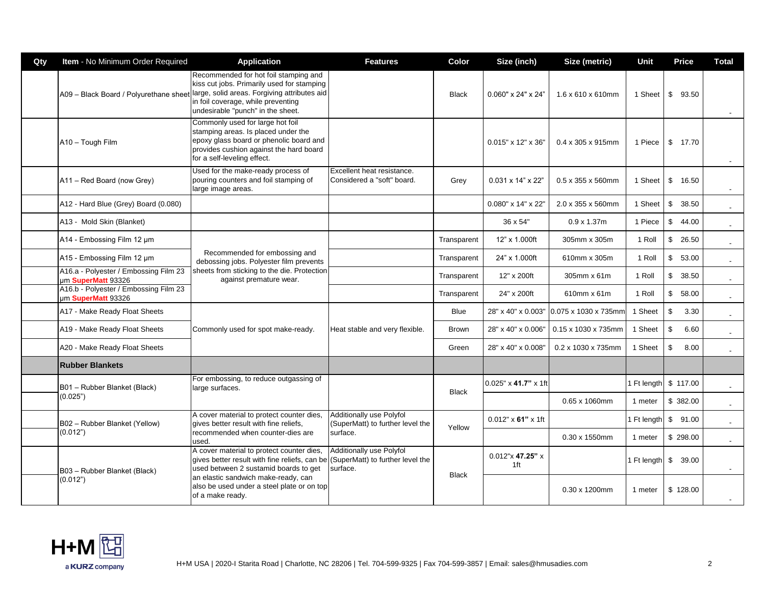| Qty | Item - No Minimum Order Required | Application | Features | Color | Size (inch) | Size (metric) | Unit | Price | Total |
|---|---|---|---|---|---|---|---|---|---|
| | A09 – Black Board / Polyurethane sheet | Recommended for hot foil stamping and kiss cut jobs. Primarily used for stamping large, solid areas. Forgiving attributes aid in foil coverage, while preventing undesirable "punch" in the sheet. | | Black | 0.060" x 24" x 24" | 1.6 x 610 x 610mm | 1 Sheet | $ 93.50 | - |
| | A10 – Tough Film | Commonly used for large hot foil stamping areas. Is placed under the epoxy glass board or phenolic board and provides cushion against the hard board for a self-leveling effect. | | | 0.015" x 12" x 36" | 0.4 x 305 x 915mm | 1 Piece | $ 17.70 | - |
| | A11 – Red Board (now Grey) | Used for the make-ready process of pouring counters and foil stamping of large image areas. | Excellent heat resistance. Considered a "soft" board. | Grey | 0.031 x 14" x 22" | 0.5 x 355 x 560mm | 1 Sheet | $ 16.50 | - |
| | A12 - Hard Blue (Grey) Board (0.080) | | | | 0.080" x 14" x 22" | 2.0 x 355 x 560mm | 1 Sheet | $ 38.50 | - |
| | A13 - Mold Skin (Blanket) | | | | 36 x 54" | 0.9 x 1.37m | 1 Piece | $ 44.00 | - |
| | A14 - Embossing Film 12 µm | Recommended for embossing and debossing jobs. Polyester film prevents sheets from sticking to the die. Protection against premature wear. | | Transparent | 12" x 1.000ft | 305mm x 305m | 1 Roll | $ 26.50 | - |
| | A15 - Embossing Film 12 µm | | | Transparent | 24" x 1.000ft | 610mm x 305m | 1 Roll | $ 53.00 | - |
| | A16.a - Polyester / Embossing Film 23 µm **SuperMatt** 93326 | | | Transparent | 12" x 200ft | 305mm x 61m | 1 Roll | $ 38.50 | - |
| | A16.b - Polyester / Embossing Film 23 µm **SuperMatt** 93326 | | | Transparent | 24" x 200ft | 610mm x 61m | 1 Roll | $ 58.00 | - |
| | A17 - Make Ready Float Sheets | Commonly used for spot make-ready. | Heat stable and very flexible. | Blue | 28" x 40" x 0.003" | 0.075 x 1030 x 735mm | 1 Sheet | $ 3.30 | - |
| | A19 - Make Ready Float Sheets | | | Brown | 28" x 40" x 0.006" | 0.15 x 1030 x 735mm | 1 Sheet | $ 6.60 | - |
| | A20 - Make Ready Float Sheets | | | Green | 28" x 40" x 0.008" | 0.2 x 1030 x 735mm | 1 Sheet | $ 8.00 | - |
| | **Rubber Blankets** | | | | | | | | |
| | B01 – Rubber Blanket (Black) (0.025") | For embossing, to reduce outgassing of large surfaces. | | Black | 0.025" x **41.7"** x 1ft | | 1 Ft length | $ 117.00 | - |
| | | | | | | 0.65 x 1060mm | 1 meter | $ 382.00 | - |
| | B02 – Rubber Blanket (Yellow) (0.012") | A cover material to protect counter dies, gives better result with fine reliefs, recommended when counter-dies are used. | Additionally use Polyfol (SuperMatt) to further level the surface. | Yellow | 0.012" x **61"** x 1ft | | 1 Ft length | $ 91.00 | - |
| | | | | | | 0.30 x 1550mm | 1 meter | $ 298.00 | - |
| | B03 – Rubber Blanket (Black) (0.012") | A cover material to protect counter dies, gives better result with fine reliefs, can be used between 2 sustamid boards to get an elastic sandwich make-ready, can also be used under a steel plate or on top of a make ready. | Additionally use Polyfol (SuperMatt) to further level the surface. | Black | 0.012"x **47.25"** x 1ft | | 1 Ft length | $ 39.00 | - |
| | | | | | | 0.30 x 1200mm | 1 meter | $ 128.00 | - |

H+M USA | 2020-I Starita Road | Charlotte, NC 28206 | Tel. 704-599-9325 | Fax 704-599-3857 | Email: sales@hmusadies.com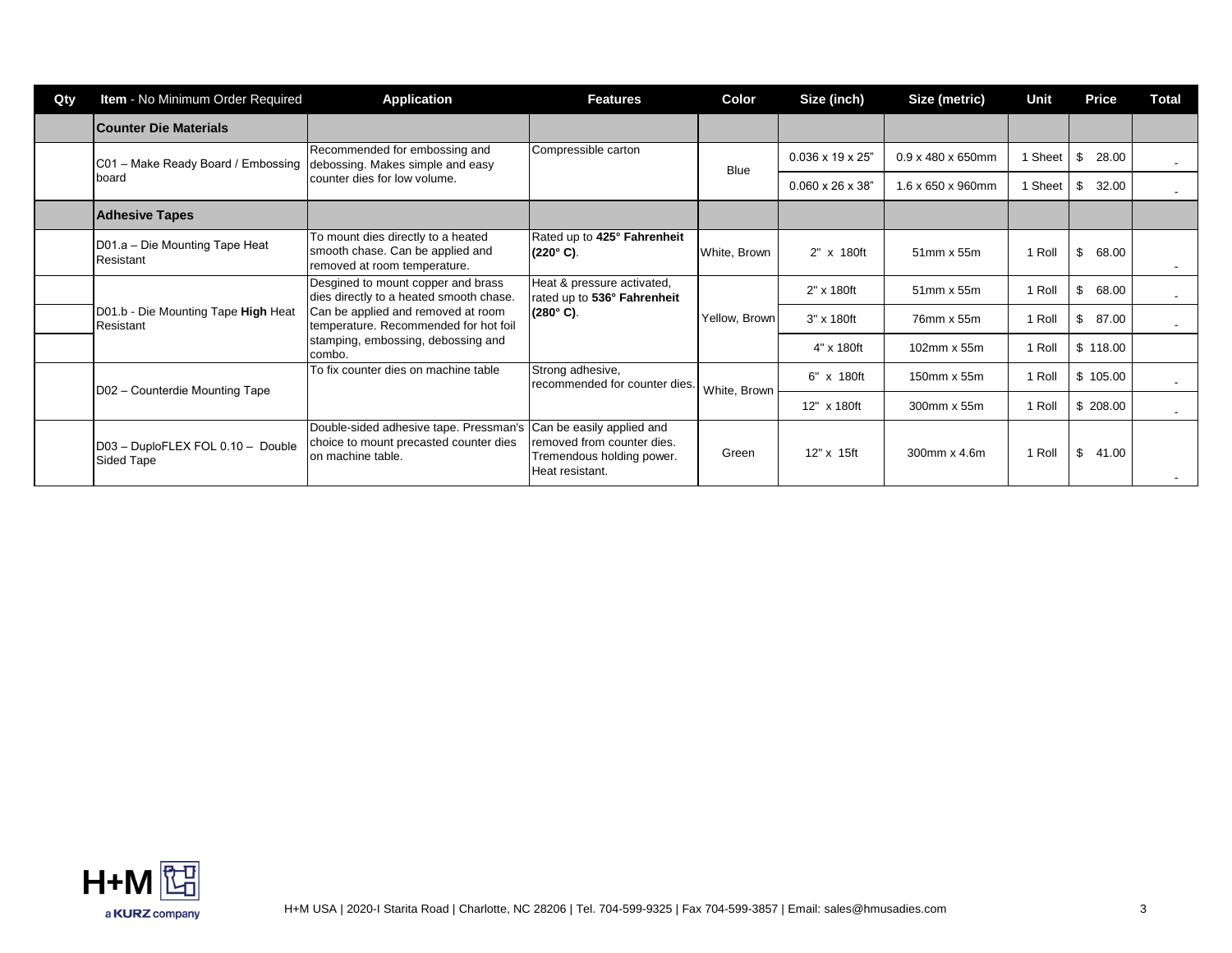| Qty | Item - No Minimum Order Required | Application | Features | Color | Size (inch) | Size (metric) | Unit | Price | Total |
|---|---|---|---|---|---|---|---|---|---|
| | **Counter Die Materials** | | | | | | | | |
| | C01 – Make Ready Board / Embossing board | Recommended for embossing and debossing. Makes simple and easy counter dies for low volume. | Compressible carton | Blue | 0.036 x 19 x 25" | 0.9 x 480 x 650mm | 1 Sheet | $ 28.00 | - |
| | | | | | 0.060 x 26 x 38" | 1.6 x 650 x 960mm | 1 Sheet | $ 32.00 | - |
| | **Adhesive Tapes** | | | | | | | | |
| | D01.a – Die Mounting Tape Heat Resistant | To mount dies directly to a heated smooth chase. Can be applied and removed at room temperature. | Rated up to **425° Fahrenheit (220° C)**. | White, Brown | 2" x 180ft | 51mm x 55m | 1 Roll | $ 68.00 | - |
| | D01.b - Die Mounting Tape **High** Heat Resistant | Desgined to mount copper and brass dies directly to a heated smooth chase. Can be applied and removed at room temperature. Recommended for hot foil stamping, embossing, debossing and combo. | Heat & pressure activated, rated up to **536° Fahrenheit (280° C)**. | Yellow, Brown | 2" x 180ft | 51mm x 55m | 1 Roll | $ 68.00 | - |
| | | | | | 3" x 180ft | 76mm x 55m | 1 Roll | $ 87.00 | - |
| | | | | | 4" x 180ft | 102mm x 55m | 1 Roll | $ 118.00 | |
| | D02 – Counterdie Mounting Tape | To fix counter dies on machine table | Strong adhesive, recommended for counter dies. | White, Brown | 6" x 180ft | 150mm x 55m | 1 Roll | $ 105.00 | - |
| | | | | | 12" x 180ft | 300mm x 55m | 1 Roll | $ 208.00 | - |
| | D03 – DuploFLEX FOL 0.10 – Double Sided Tape | Double-sided adhesive tape. Pressman's choice to mount precasted counter dies on machine table. | Can be easily applied and removed from counter dies. Tremendous holding power. Heat resistant. | Green | 12" x 15ft | 300mm x 4.6m | 1 Roll | $ 41.00 | - |

H+M a KURZ company

H+M USA | 2020-I Starita Road | Charlotte, NC 28206 | Tel. 704-599-9325 | Fax 704-599-3857 | Email: sales@hmusadies.com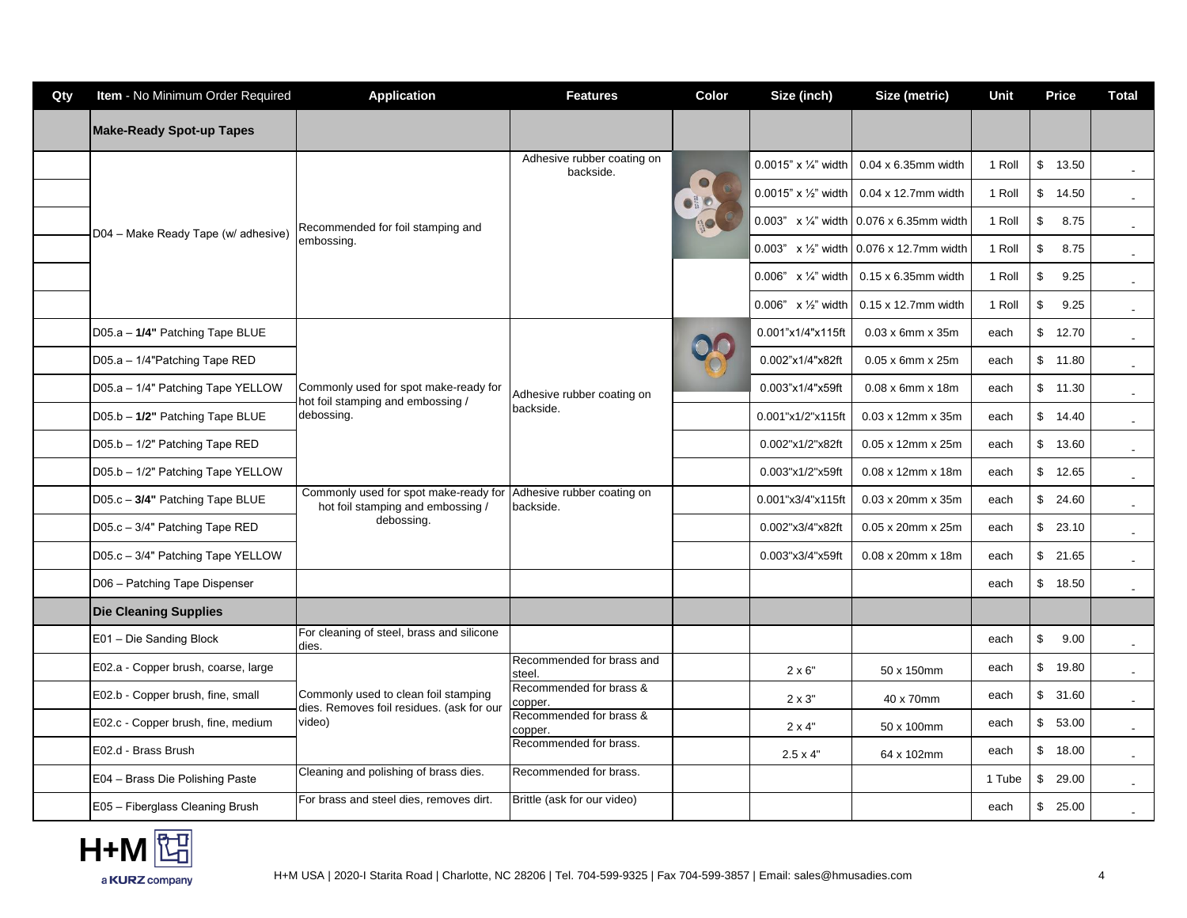| Qty | Item - No Minimum Order Required | Application | Features | Color | Size (inch) | Size (metric) | Unit | Price | Total |
|---|---|---|---|---|---|---|---|---|---|
| | **Make-Ready Spot-up Tapes** | | | | | | | | |
| | D04 – Make Ready Tape (w/ adhesive) | Recommended for foil stamping and embossing. | Adhesive rubber coating on backside. | | 0.0015" x ¼" width | 0.04 x 6.35mm width | 1 Roll | $ 13.50 | - |
| | | | | | 0.0015" x ½" width | 0.04 x 12.7mm width | 1 Roll | $ 14.50 | - |
| | | | | | 0.003" x ¼" width | 0.076 x 6.35mm width | 1 Roll | $ 8.75 | - |
| | | | | | 0.003" x ½" width | 0.076 x 12.7mm width | 1 Roll | $ 8.75 | - |
| | | | | | 0.006" x ¼" width | 0.15 x 6.35mm width | 1 Roll | $ 9.25 | - |
| | | | | | 0.006" x ½" width | 0.15 x 12.7mm width | 1 Roll | $ 9.25 | - |
| | D05.a – **1/4"** Patching Tape BLUE | Commonly used for spot make-ready for hot foil stamping and embossing / debossing. | Adhesive rubber coating on backside. | | 0.001"x1/4"x115ft | 0.03 x 6mm x 35m | each | $ 12.70 | - |
| | D05.a – 1/4"Patching Tape RED | | | | 0.002"x1/4"x82ft | 0.05 x 6mm x 25m | each | $ 11.80 | - |
| | D05.a – 1/4" Patching Tape YELLOW | | | | 0.003"x1/4"x59ft | 0.08 x 6mm x 18m | each | $ 11.30 | - |
| | D05.b – **1/2"** Patching Tape BLUE | | | | 0.001"x1/2"x115ft | 0.03 x 12mm x 35m | each | $ 14.40 | - |
| | D05.b – 1/2" Patching Tape RED | | | | 0.002"x1/2"x82ft | 0.05 x 12mm x 25m | each | $ 13.60 | - |
| | D05.b – 1/2" Patching Tape YELLOW | | | | 0.003"x1/2"x59ft | 0.08 x 12mm x 18m | each | $ 12.65 | - |
| | D05.c – **3/4"** Patching Tape BLUE | Commonly used for spot make-ready for hot foil stamping and embossing / debossing. | Adhesive rubber coating on backside. | | 0.001"x3/4"x115ft | 0.03 x 20mm x 35m | each | $ 24.60 | - |
| | D05.c – 3/4" Patching Tape RED | | | | 0.002"x3/4"x82ft | 0.05 x 20mm x 25m | each | $ 23.10 | - |
| | D05.c – 3/4" Patching Tape YELLOW | | | | 0.003"x3/4"x59ft | 0.08 x 20mm x 18m | each | $ 21.65 | - |
| | D06 – Patching Tape Dispenser | | | | | | each | $ 18.50 | - |
| | **Die Cleaning Supplies** | | | | | | | | |
| | E01 – Die Sanding Block | For cleaning of steel, brass and silicone dies. | | | | | each | $ 9.00 | - |
| | E02.a - Copper brush, coarse, large | Commonly used to clean foil stamping dies. Removes foil residues. (ask for our video) | Recommended for brass and steel. | | 2 x 6" | 50 x 150mm | each | $ 19.80 | - |
| | E02.b - Copper brush, fine, small | | Recommended for brass & copper. | | 2 x 3" | 40 x 70mm | each | $ 31.60 | - |
| | E02.c - Copper brush, fine, medium | | Recommended for brass & copper. | | 2 x 4" | 50 x 100mm | each | $ 53.00 | - |
| | E02.d - Brass Brush | | Recommended for brass. | | 2.5 x 4" | 64 x 102mm | each | $ 18.00 | - |
| | E04 – Brass Die Polishing Paste | Cleaning and polishing of brass dies. | Recommended for brass. | | | | 1 Tube | $ 29.00 | - |
| | E05 – Fiberglass Cleaning Brush | For brass and steel dies, removes dirt. | Brittle (ask for our video) | | | | each | $ 25.00 | - |

H+M USA | 2020-I Starita Road | Charlotte, NC 28206 | Tel. 704-599-9325 | Fax 704-599-3857 | Email: sales@hmusadies.com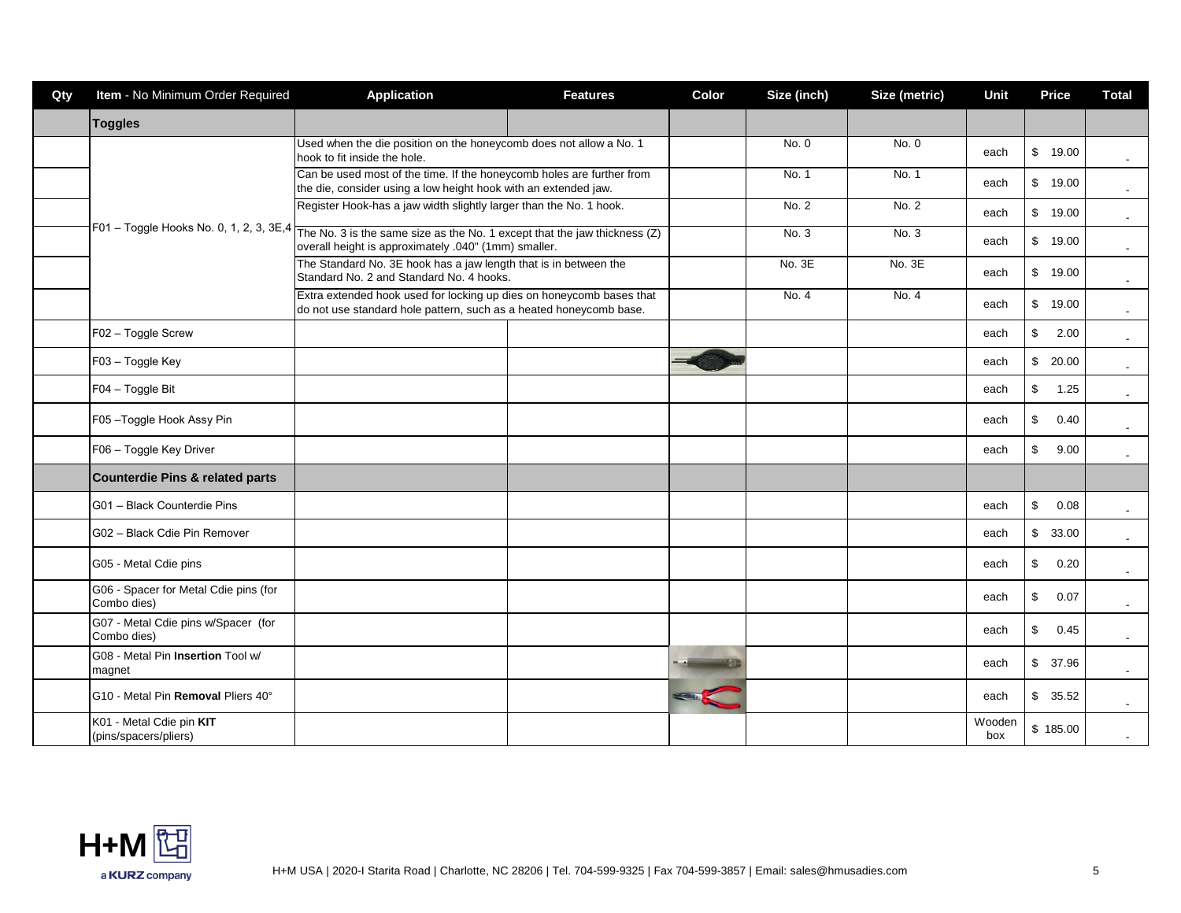| Qty | Item - No Minimum Order Required | Application | Features | Color | Size (inch) | Size (metric) | Unit | Price | Total |
|---|---|---|---|---|---|---|---|---|---|
| | **Toggles** | | | | | | | | |
| | F01 – Toggle Hooks No. 0, 1, 2, 3, 3E,4 | Used when the die position on the honeycomb does not allow a No. 1 hook to fit inside the hole. | | | No. 0 | No. 0 | each | $ 19.00 | - |
| | | Can be used most of the time. If the honeycomb holes are further from the die, consider using a low height hook with an extended jaw. | | | No. 1 | No. 1 | each | $ 19.00 | - |
| | | Register Hook-has a jaw width slightly larger than the No. 1 hook. | | | No. 2 | No. 2 | each | $ 19.00 | - |
| | | The No. 3 is the same size as the No. 1 except that the jaw thickness (Z) overall height is approximately .040" (1mm) smaller. | | | No. 3 | No. 3 | each | $ 19.00 | - |
| | | The Standard No. 3E hook has a jaw length that is in between the Standard No. 2 and Standard No. 4 hooks. | | | No. 3E | No. 3E | each | $ 19.00 | - |
| | | Extra extended hook used for locking up dies on honeycomb bases that do not use standard hole pattern, such as a heated honeycomb base. | | | No. 4 | No. 4 | each | $ 19.00 | - |
| | F02 – Toggle Screw | | | | | | each | $ 2.00 | - |
| | F03 – Toggle Key | | | | | | each | $ 20.00 | - |
| | F04 – Toggle Bit | | | | | | each | $ 1.25 | - |
| | F05 –Toggle Hook Assy Pin | | | | | | each | $ 0.40 | - |
| | F06 – Toggle Key Driver | | | | | | each | $ 9.00 | - |
| | **Counterdie Pins & related parts** | | | | | | | | |
| | G01 – Black Counterdie Pins | | | | | | each | $ 0.08 | - |
| | G02 – Black Cdie Pin Remover | | | | | | each | $ 33.00 | - |
| | G05 - Metal Cdie pins | | | | | | each | $ 0.20 | - |
| | G06 - Spacer for Metal Cdie pins (for Combo dies) | | | | | | each | $ 0.07 | - |
| | G07 - Metal Cdie pins w/Spacer (for Combo dies) | | | | | | each | $ 0.45 | - |
| | G08 - Metal Pin **Insertion** Tool w/ magnet | | | | | | each | $ 37.96 | - |
| | G10 - Metal Pin **Removal** Pliers 40° | | | | | | each | $ 35.52 | - |
| | K01 - Metal Cdie pin **KIT** (pins/spacers/pliers) | | | | | | Wooden box | $ 185.00 | - |

H+M USA | 2020-I Starita Road | Charlotte, NC 28206 | Tel. 704-599-9325 | Fax 704-599-3857 | Email: sales@hmusadies.com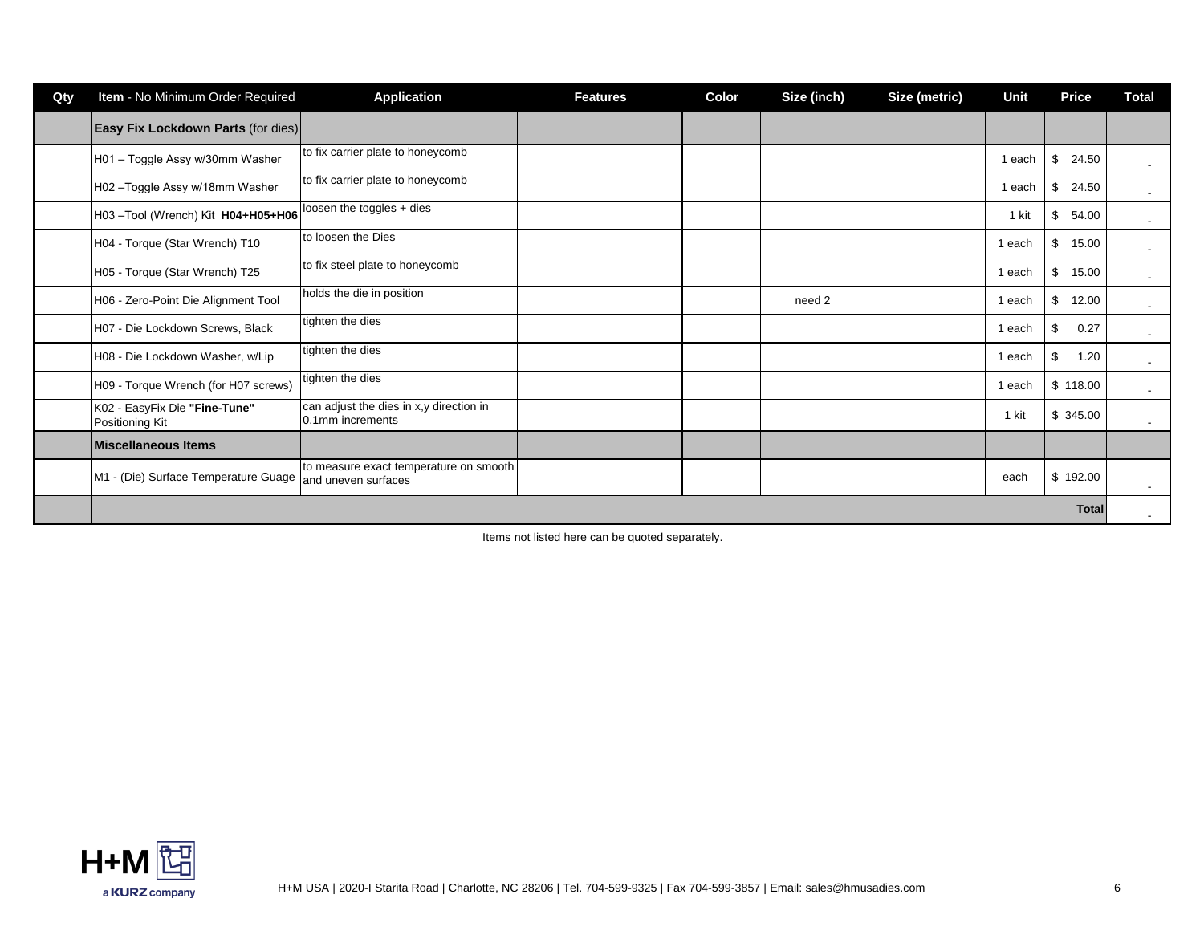| Qty | Item - No Minimum Order Required | Application | Features | Color | Size (inch) | Size (metric) | Unit | Price | Total |
|---|---|---|---|---|---|---|---|---|---|
| | **Easy Fix Lockdown Parts** (for dies) | | | | | | | | |
| | H01 – Toggle Assy w/30mm Washer | to fix carrier plate to honeycomb | | | | | 1 each | $ 24.50 | - |
| | H02 –Toggle Assy w/18mm Washer | to fix carrier plate to honeycomb | | | | | 1 each | $ 24.50 | - |
| | H03 –Tool (Wrench) Kit **H04+H05+H06** | loosen the toggles + dies | | | | | 1 kit | $ 54.00 | - |
| | H04 - Torque (Star Wrench) T10 | to loosen the Dies | | | | | 1 each | $ 15.00 | - |
| | H05 - Torque (Star Wrench) T25 | to fix steel plate to honeycomb | | | | | 1 each | $ 15.00 | - |
| | H06 - Zero-Point Die Alignment Tool | holds the die in position | | | need 2 | | 1 each | $ 12.00 | - |
| | H07 - Die Lockdown Screws, Black | tighten the dies | | | | | 1 each | $ 0.27 | - |
| | H08 - Die Lockdown Washer, w/Lip | tighten the dies | | | | | 1 each | $ 1.20 | - |
| | H09 - Torque Wrench (for H07 screws) | tighten the dies | | | | | 1 each | $ 118.00 | - |
| | K02 - EasyFix Die **"Fine-Tune"** Positioning Kit | can adjust the dies in x,y direction in 0.1mm increments | | | | | 1 kit | $ 345.00 | - |
| | **Miscellaneous Items** | | | | | | | | |
| | M1 - (Die) Surface Temperature Guage | to measure exact temperature on smooth and uneven surfaces | | | | | each | $ 192.00 | - |
| | | | | | | | | **Total** | - |

Items not listed here can be quoted separately.

H+M a KURZ company

H+M USA | 2020-I Starita Road | Charlotte, NC 28206 | Tel. 704-599-9325 | Fax 704-599-3857 | Email: sales@hmusadies.com